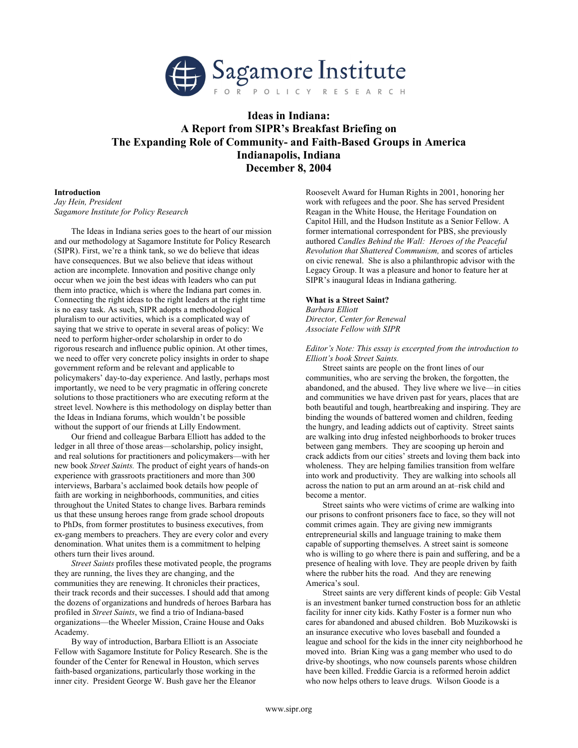# Sagamore Institute FOR POLICY RESEARCH

## Ideas in Indiana: A Report from SIPR's Breakfast Briefing on The Expanding Role of Community- and Faith-Based Groups in America Indianapolis, Indiana December 8, 2004

**Introduction**
*Jay Hein, President*
*Sagamore Institute for Policy Research*

The Ideas in Indiana series goes to the heart of our mission and our methodology at Sagamore Institute for Policy Research (SIPR). First, we're a think tank, so we do believe that ideas have consequences. But we also believe that ideas without action are incomplete. Innovation and positive change only occur when we join the best ideas with leaders who can put them into practice, which is where the Indiana part comes in. Connecting the right ideas to the right leaders at the right time is no easy task. As such, SIPR adopts a methodological pluralism to our activities, which is a complicated way of saying that we strive to operate in several areas of policy: We need to perform higher-order scholarship in order to do rigorous research and influence public opinion. At other times, we need to offer very concrete policy insights in order to shape government reform and be relevant and applicable to policymakers' day-to-day experience. And lastly, perhaps most importantly, we need to be very pragmatic in offering concrete solutions to those practitioners who are executing reform at the street level. Nowhere is this methodology on display better than the Ideas in Indiana forums, which wouldn't be possible without the support of our friends at Lilly Endowment.

Our friend and colleague Barbara Elliott has added to the ledger in all three of those areas—scholarship, policy insight, and real solutions for practitioners and policymakers—with her new book *Street Saints.* The product of eight years of hands-on experience with grassroots practitioners and more than 300 interviews, Barbara's acclaimed book details how people of faith are working in neighborhoods, communities, and cities throughout the United States to change lives. Barbara reminds us that these unsung heroes range from grade school dropouts to PhDs, from former prostitutes to business executives, from ex-gang members to preachers. They are every color and every denomination. What unites them is a commitment to helping others turn their lives around.

*Street Saints* profiles these motivated people, the programs they are running, the lives they are changing, and the communities they are renewing. It chronicles their practices, their track records and their successes. I should add that among the dozens of organizations and hundreds of heroes Barbara has profiled in *Street Saints*, we find a trio of Indiana-based organizations—the Wheeler Mission, Craine House and Oaks Academy.

By way of introduction, Barbara Elliott is an Associate Fellow with Sagamore Institute for Policy Research. She is the founder of the Center for Renewal in Houston, which serves faith-based organizations, particularly those working in the inner city. President George W. Bush gave her the Eleanor Roosevelt Award for Human Rights in 2001, honoring her work with refugees and the poor. She has served President Reagan in the White House, the Heritage Foundation on Capitol Hill, and the Hudson Institute as a Senior Fellow. A former international correspondent for PBS, she previously authored *Candles Behind the Wall: Heroes of the Peaceful Revolution that Shattered Communism,* and scores of articles on civic renewal. She is also a philanthropic advisor with the Legacy Group. It was a pleasure and honor to feature her at SIPR's inaugural Ideas in Indiana gathering.

**What is a Street Saint?**
*Barbara Elliott*
*Director, Center for Renewal*
*Associate Fellow with SIPR*

*Editor's Note: This essay is excerpted from the introduction to Elliott's book Street Saints.*

Street saints are people on the front lines of our communities, who are serving the broken, the forgotten, the abandoned, and the abused. They live where we live—in cities and communities we have driven past for years, places that are both beautiful and tough, heartbreaking and inspiring. They are binding the wounds of battered women and children, feeding the hungry, and leading addicts out of captivity. Street saints are walking into drug infested neighborhoods to broker truces between gang members. They are scooping up heroin and crack addicts from our cities' streets and loving them back into wholeness. They are helping families transition from welfare into work and productivity. They are walking into schools all across the nation to put an arm around an at–risk child and become a mentor.

Street saints who were victims of crime are walking into our prisons to confront prisoners face to face, so they will not commit crimes again. They are giving new immigrants entrepreneurial skills and language training to make them capable of supporting themselves. A street saint is someone who is willing to go where there is pain and suffering, and be a presence of healing with love. They are people driven by faith where the rubber hits the road. And they are renewing America's soul.

Street saints are very different kinds of people: Gib Vestal is an investment banker turned construction boss for an athletic facility for inner city kids. Kathy Foster is a former nun who cares for abandoned and abused children. Bob Muzikowski is an insurance executive who loves baseball and founded a league and school for the kids in the inner city neighborhood he moved into. Brian King was a gang member who used to do drive-by shootings, who now counsels parents whose children have been killed. Freddie Garcia is a reformed heroin addict who now helps others to leave drugs. Wilson Goode is a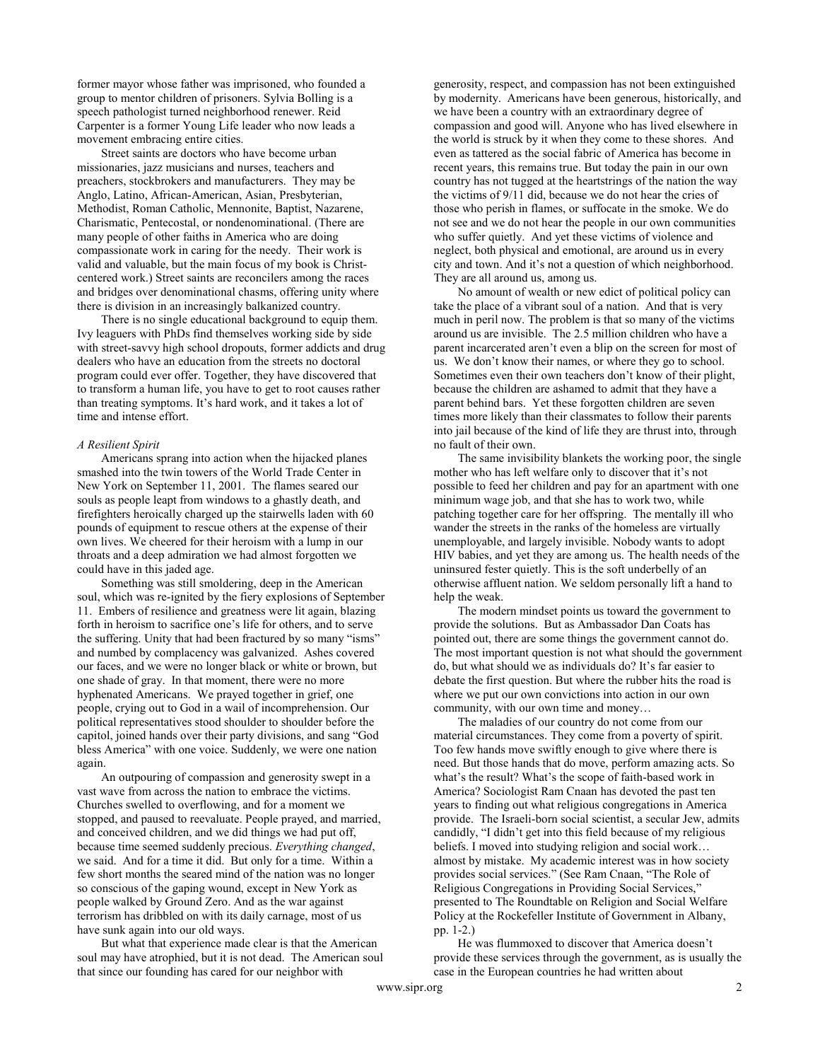former mayor whose father was imprisoned, who founded a group to mentor children of prisoners. Sylvia Bolling is a speech pathologist turned neighborhood renewer. Reid Carpenter is a former Young Life leader who now leads a movement embracing entire cities.

Street saints are doctors who have become urban missionaries, jazz musicians and nurses, teachers and preachers, stockbrokers and manufacturers. They may be Anglo, Latino, African-American, Asian, Presbyterian, Methodist, Roman Catholic, Mennonite, Baptist, Nazarene, Charismatic, Pentecostal, or nondenominational. (There are many people of other faiths in America who are doing compassionate work in caring for the needy. Their work is valid and valuable, but the main focus of my book is Christ-centered work.) Street saints are reconcilers among the races and bridges over denominational chasms, offering unity where there is division in an increasingly balkanized country.

There is no single educational background to equip them. Ivy leaguers with PhDs find themselves working side by side with street-savvy high school dropouts, former addicts and drug dealers who have an education from the streets no doctoral program could ever offer. Together, they have discovered that to transform a human life, you have to get to root causes rather than treating symptoms. It's hard work, and it takes a lot of time and intense effort.

*A Resilient Spirit*

Americans sprang into action when the hijacked planes smashed into the twin towers of the World Trade Center in New York on September 11, 2001. The flames seared our souls as people leapt from windows to a ghastly death, and firefighters heroically charged up the stairwells laden with 60 pounds of equipment to rescue others at the expense of their own lives. We cheered for their heroism with a lump in our throats and a deep admiration we had almost forgotten we could have in this jaded age.

Something was still smoldering, deep in the American soul, which was re-ignited by the fiery explosions of September 11. Embers of resilience and greatness were lit again, blazing forth in heroism to sacrifice one's life for others, and to serve the suffering. Unity that had been fractured by so many "isms" and numbed by complacency was galvanized. Ashes covered our faces, and we were no longer black or white or brown, but one shade of gray. In that moment, there were no more hyphenated Americans. We prayed together in grief, one people, crying out to God in a wail of incomprehension. Our political representatives stood shoulder to shoulder before the capitol, joined hands over their party divisions, and sang "God bless America" with one voice. Suddenly, we were one nation again.

An outpouring of compassion and generosity swept in a vast wave from across the nation to embrace the victims. Churches swelled to overflowing, and for a moment we stopped, and paused to reevaluate. People prayed, and married, and conceived children, and we did things we had put off, because time seemed suddenly precious. *Everything changed*, we said. And for a time it did. But only for a time. Within a few short months the seared mind of the nation was no longer so conscious of the gaping wound, except in New York as people walked by Ground Zero. And as the war against terrorism has dribbled on with its daily carnage, most of us have sunk again into our old ways.

But what that experience made clear is that the American soul may have atrophied, but it is not dead. The American soul that since our founding has cared for our neighbor with generosity, respect, and compassion has not been extinguished by modernity. Americans have been generous, historically, and we have been a country with an extraordinary degree of compassion and good will. Anyone who has lived elsewhere in the world is struck by it when they come to these shores. And even as tattered as the social fabric of America has become in recent years, this remains true. But today the pain in our own country has not tugged at the heartstrings of the nation the way the victims of 9/11 did, because we do not hear the cries of those who perish in flames, or suffocate in the smoke. We do not see and we do not hear the people in our own communities who suffer quietly. And yet these victims of violence and neglect, both physical and emotional, are around us in every city and town. And it's not a question of which neighborhood. They are all around us, among us.

No amount of wealth or new edict of political policy can take the place of a vibrant soul of a nation. And that is very much in peril now. The problem is that so many of the victims around us are invisible. The 2.5 million children who have a parent incarcerated aren't even a blip on the screen for most of us. We don't know their names, or where they go to school. Sometimes even their own teachers don't know of their plight, because the children are ashamed to admit that they have a parent behind bars. Yet these forgotten children are seven times more likely than their classmates to follow their parents into jail because of the kind of life they are thrust into, through no fault of their own.

The same invisibility blankets the working poor, the single mother who has left welfare only to discover that it's not possible to feed her children and pay for an apartment with one minimum wage job, and that she has to work two, while patching together care for her offspring. The mentally ill who wander the streets in the ranks of the homeless are virtually unemployable, and largely invisible. Nobody wants to adopt HIV babies, and yet they are among us. The health needs of the uninsured fester quietly. This is the soft underbelly of an otherwise affluent nation. We seldom personally lift a hand to help the weak.

The modern mindset points us toward the government to provide the solutions. But as Ambassador Dan Coats has pointed out, there are some things the government cannot do. The most important question is not what should the government do, but what should we as individuals do? It's far easier to debate the first question. But where the rubber hits the road is where we put our own convictions into action in our own community, with our own time and money…

The maladies of our country do not come from our material circumstances. They come from a poverty of spirit. Too few hands move swiftly enough to give where there is need. But those hands that do move, perform amazing acts. So what's the result? What's the scope of faith-based work in America? Sociologist Ram Cnaan has devoted the past ten years to finding out what religious congregations in America provide. The Israeli-born social scientist, a secular Jew, admits candidly, "I didn't get into this field because of my religious beliefs. I moved into studying religion and social work… almost by mistake. My academic interest was in how society provides social services." (See Ram Cnaan, "The Role of Religious Congregations in Providing Social Services," presented to The Roundtable on Religion and Social Welfare Policy at the Rockefeller Institute of Government in Albany, pp. 1-2.)

He was flummoxed to discover that America doesn't provide these services through the government, as is usually the case in the European countries he had written about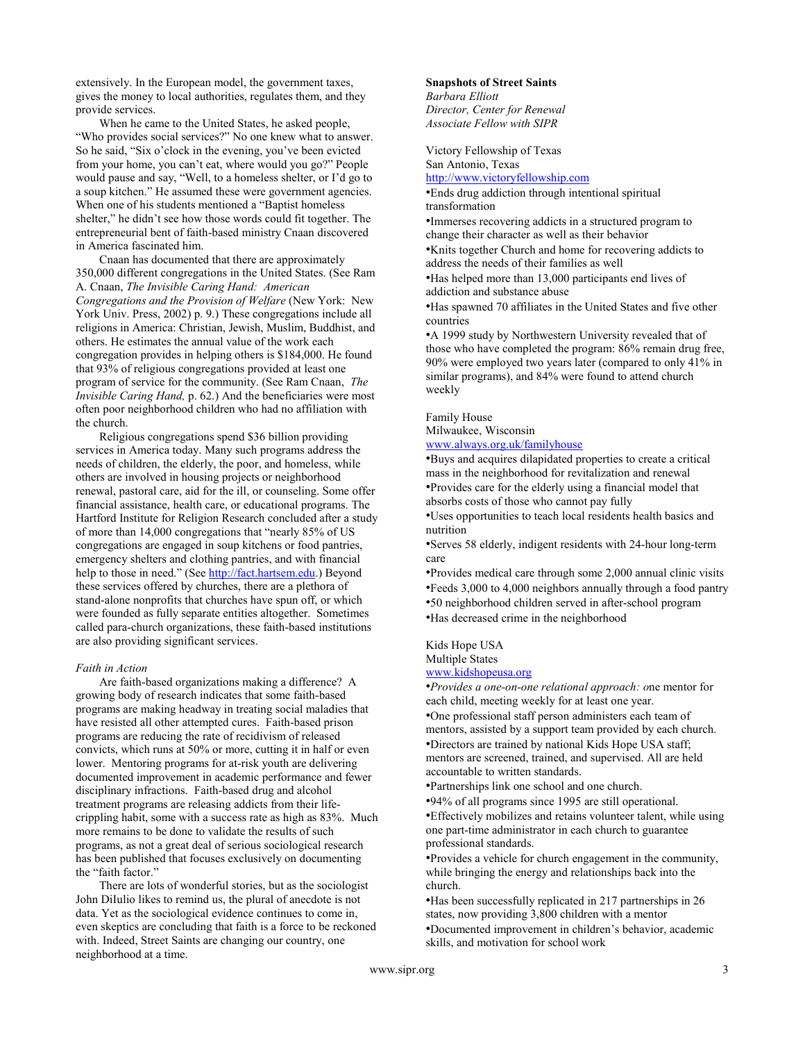extensively. In the European model, the government taxes, gives the money to local authorities, regulates them, and they provide services.

When he came to the United States, he asked people, "Who provides social services?" No one knew what to answer. So he said, "Six o'clock in the evening, you've been evicted from your home, you can't eat, where would you go?" People would pause and say, "Well, to a homeless shelter, or I'd go to a soup kitchen." He assumed these were government agencies. When one of his students mentioned a "Baptist homeless shelter," he didn't see how those words could fit together. The entrepreneurial bent of faith-based ministry Cnaan discovered in America fascinated him.

Cnaan has documented that there are approximately 350,000 different congregations in the United States. (See Ram A. Cnaan, *The Invisible Caring Hand: American Congregations and the Provision of Welfare* (New York: New York Univ. Press, 2002) p. 9.) These congregations include all religions in America: Christian, Jewish, Muslim, Buddhist, and others. He estimates the annual value of the work each congregation provides in helping others is $184,000. He found that 93% of religious congregations provided at least one program of service for the community. (See Ram Cnaan, *The Invisible Caring Hand,* p. 62.) And the beneficiaries were most often poor neighborhood children who had no affiliation with the church.

Religious congregations spend $36 billion providing services in America today. Many such programs address the needs of children, the elderly, the poor, and homeless, while others are involved in housing projects or neighborhood renewal, pastoral care, aid for the ill, or counseling. Some offer financial assistance, health care, or educational programs. The Hartford Institute for Religion Research concluded after a study of more than 14,000 congregations that "nearly 85% of US congregations are engaged in soup kitchens or food pantries, emergency shelters and clothing pantries, and with financial help to those in need." (See http://fact.hartsem.edu.) Beyond these services offered by churches, there are a plethora of stand-alone nonprofits that churches have spun off, or which were founded as fully separate entities altogether. Sometimes called para-church organizations, these faith-based institutions are also providing significant services.

*Faith in Action*

Are faith-based organizations making a difference? A growing body of research indicates that some faith-based programs are making headway in treating social maladies that have resisted all other attempted cures. Faith-based prison programs are reducing the rate of recidivism of released convicts, which runs at 50% or more, cutting it in half or even lower. Mentoring programs for at-risk youth are delivering documented improvement in academic performance and fewer disciplinary infractions. Faith-based drug and alcohol treatment programs are releasing addicts from their life-crippling habit, some with a success rate as high as 83%. Much more remains to be done to validate the results of such programs, as not a great deal of serious sociological research has been published that focuses exclusively on documenting the "faith factor."

There are lots of wonderful stories, but as the sociologist John DiIulio likes to remind us, the plural of anecdote is not data. Yet as the sociological evidence continues to come in, even skeptics are concluding that faith is a force to be reckoned with. Indeed, Street Saints are changing our country, one neighborhood at a time.

**Snapshots of Street Saints**

*Barbara Elliott*
*Director, Center for Renewal*
*Associate Fellow with SIPR*

Victory Fellowship of Texas
San Antonio, Texas
http://www.victoryfellowship.com

- Ends drug addiction through intentional spiritual transformation
- Immerses recovering addicts in a structured program to change their character as well as their behavior
- Knits together Church and home for recovering addicts to address the needs of their families as well
- Has helped more than 13,000 participants end lives of addiction and substance abuse
- Has spawned 70 affiliates in the United States and five other countries
- A 1999 study by Northwestern University revealed that of those who have completed the program: 86% remain drug free, 90% were employed two years later (compared to only 41% in similar programs), and 84% were found to attend church weekly

Family House
Milwaukee, Wisconsin
www.always.org.uk/familyhouse

- Buys and acquires dilapidated properties to create a critical mass in the neighborhood for revitalization and renewal
- Provides care for the elderly using a financial model that absorbs costs of those who cannot pay fully
- Uses opportunities to teach local residents health basics and nutrition
- Serves 58 elderly, indigent residents with 24-hour long-term care
- Provides medical care through some 2,000 annual clinic visits
- Feeds 3,000 to 4,000 neighbors annually through a food pantry
- 50 neighborhood children served in after-school program
- Has decreased crime in the neighborhood

Kids Hope USA
Multiple States
www.kidshopeusa.org

- *Provides a one-on-one relational approach: o*ne mentor for each child, meeting weekly for at least one year.
- One professional staff person administers each team of mentors, assisted by a support team provided by each church.
- Directors are trained by national Kids Hope USA staff; mentors are screened, trained, and supervised. All are held accountable to written standards.
- Partnerships link one school and one church.
- 94% of all programs since 1995 are still operational.
- Effectively mobilizes and retains volunteer talent, while using one part-time administrator in each church to guarantee professional standards.
- Provides a vehicle for church engagement in the community, while bringing the energy and relationships back into the church.
- Has been successfully replicated in 217 partnerships in 26 states, now providing 3,800 children with a mentor
- Documented improvement in children's behavior, academic skills, and motivation for school work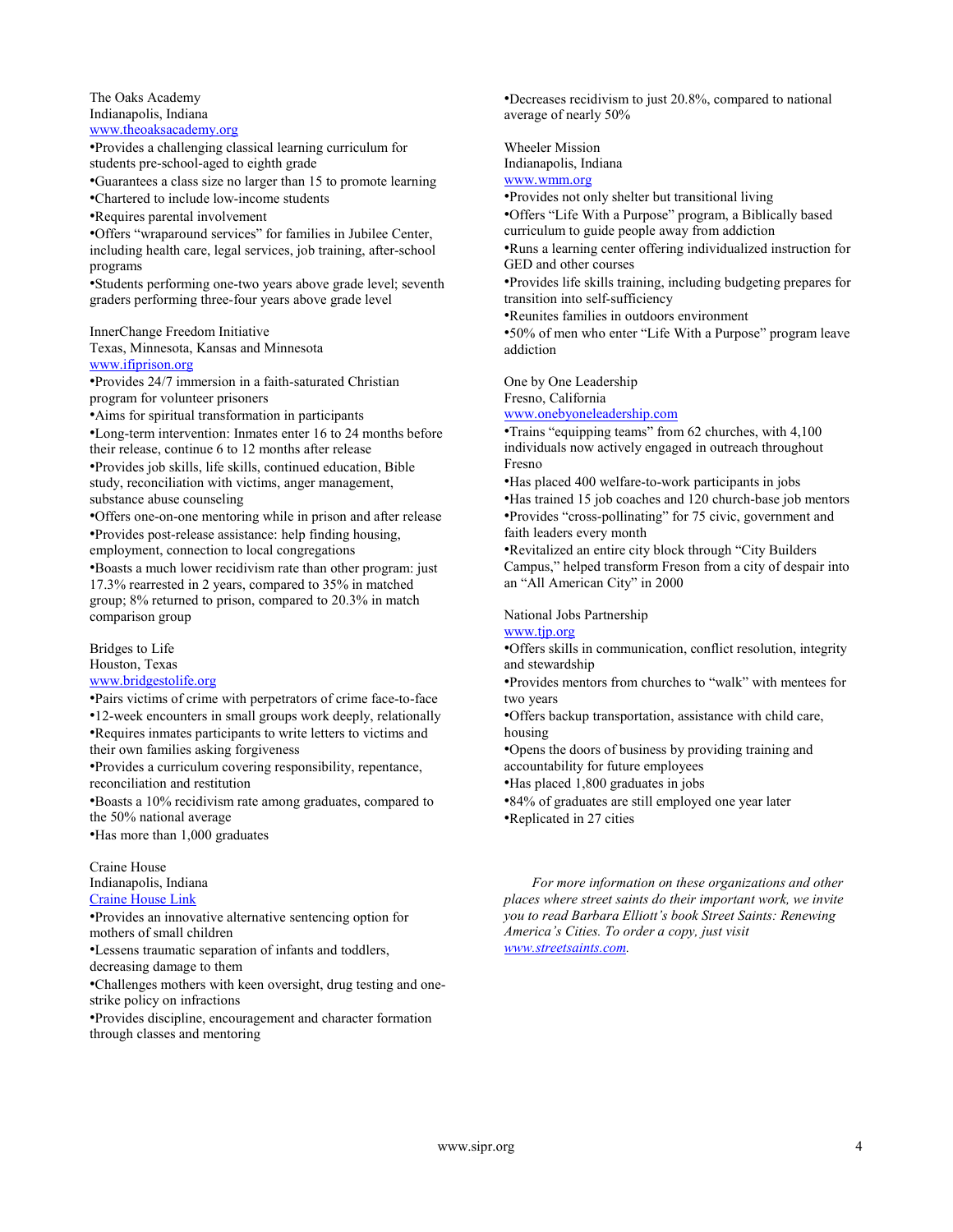The Oaks Academy
Indianapolis, Indiana
www.theoaksacademy.org

- •Provides a challenging classical learning curriculum for students pre-school-aged to eighth grade
- •Guarantees a class size no larger than 15 to promote learning
- •Chartered to include low-income students
- •Requires parental involvement
- •Offers "wraparound services" for families in Jubilee Center, including health care, legal services, job training, after-school programs
- •Students performing one-two years above grade level; seventh graders performing three-four years above grade level

InnerChange Freedom Initiative
Texas, Minnesota, Kansas and Minnesota
www.ifiprison.org

- •Provides 24/7 immersion in a faith-saturated Christian program for volunteer prisoners
- •Aims for spiritual transformation in participants
- •Long-term intervention: Inmates enter 16 to 24 months before their release, continue 6 to 12 months after release
- •Provides job skills, life skills, continued education, Bible study, reconciliation with victims, anger management, substance abuse counseling
- •Offers one-on-one mentoring while in prison and after release
- •Provides post-release assistance: help finding housing, employment, connection to local congregations
- •Boasts a much lower recidivism rate than other program: just 17.3% rearrested in 2 years, compared to 35% in matched group; 8% returned to prison, compared to 20.3% in match comparison group

Bridges to Life
Houston, Texas
www.bridgestolife.org

- •Pairs victims of crime with perpetrators of crime face-to-face
- •12-week encounters in small groups work deeply, relationally
- •Requires inmates participants to write letters to victims and their own families asking forgiveness
- •Provides a curriculum covering responsibility, repentance, reconciliation and restitution
- •Boasts a 10% recidivism rate among graduates, compared to the 50% national average
- •Has more than 1,000 graduates

Craine House
Indianapolis, Indiana
Craine House Link

- •Provides an innovative alternative sentencing option for mothers of small children
- •Lessens traumatic separation of infants and toddlers, decreasing damage to them
- •Challenges mothers with keen oversight, drug testing and one-strike policy on infractions
- •Provides discipline, encouragement and character formation through classes and mentoring
- •Decreases recidivism to just 20.8%, compared to national average of nearly 50%

Wheeler Mission
Indianapolis, Indiana
www.wmm.org

- •Provides not only shelter but transitional living
- •Offers "Life With a Purpose" program, a Biblically based curriculum to guide people away from addiction
- •Runs a learning center offering individualized instruction for GED and other courses
- •Provides life skills training, including budgeting prepares for transition into self-sufficiency
- •Reunites families in outdoors environment
- •50% of men who enter "Life With a Purpose" program leave addiction

One by One Leadership
Fresno, California
www.onebyoneleadership.com

- •Trains "equipping teams" from 62 churches, with 4,100 individuals now actively engaged in outreach throughout Fresno
- •Has placed 400 welfare-to-work participants in jobs
- •Has trained 15 job coaches and 120 church-base job mentors
- •Provides "cross-pollinating" for 75 civic, government and faith leaders every month
- •Revitalized an entire city block through "City Builders Campus," helped transform Freson from a city of despair into an "All American City" in 2000

National Jobs Partnership
www.tjp.org

- •Offers skills in communication, conflict resolution, integrity and stewardship
- •Provides mentors from churches to "walk" with mentees for two years
- •Offers backup transportation, assistance with child care, housing
- •Opens the doors of business by providing training and accountability for future employees
- •Has placed 1,800 graduates in jobs
- •84% of graduates are still employed one year later
- •Replicated in 27 cities

*For more information on these organizations and other places where street saints do their important work, we invite you to read Barbara Elliott's book Street Saints: Renewing America's Cities. To order a copy, just visit www.streetsaints.com.*